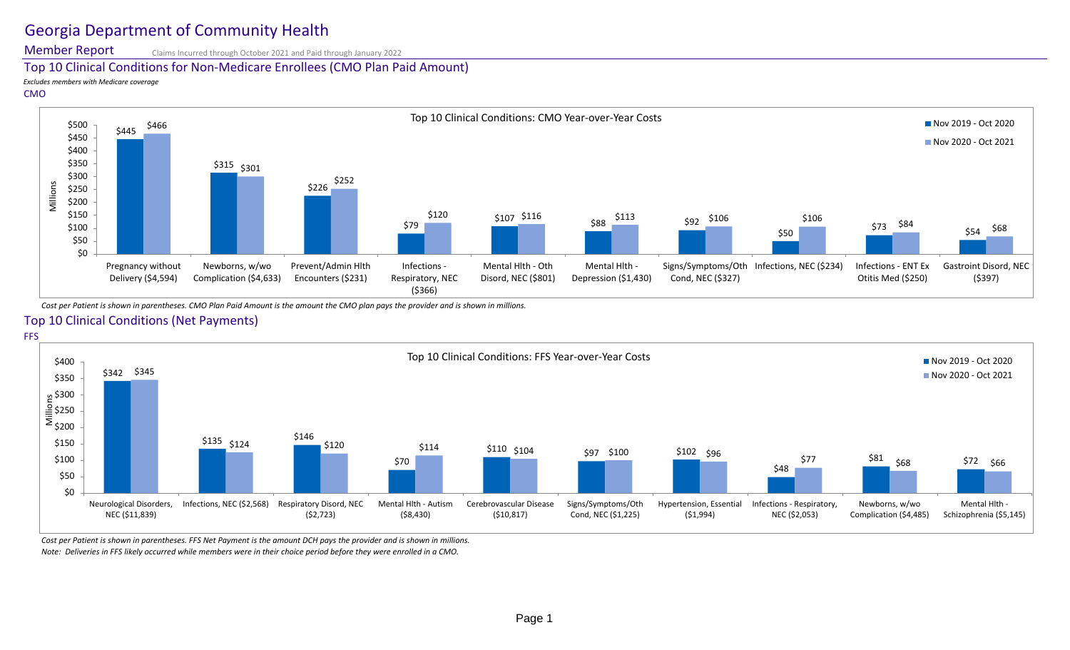# Georgia Department of Community Health

## Member Report

Claims Incurred through October 2021 and Paid through January 2022

## Top 10 Clinical Conditions for Non-Medicare Enrollees (CMO Plan Paid Amount)

*Excludes members with Medicare coverage*

CMO

**Top 10 Clinical Conditions: CMO Year-over-Year Costs** (Millions)

| Clinical Condition (Cost per Patient) | Nov 2019 - Oct 2020 | Nov 2020 - Oct 2021 |
|---|---|---|
| Pregnancy without Delivery ($4,594) | $445 | $466 |
| Newborns, w/wo Complication ($4,633) | $315 | $301 |
| Prevent/Admin Hlth Encounters ($231) | $226 | $252 |
| Infections - Respiratory, NEC ($366) | $79 | $120 |
| Mental Hlth - Oth Disord, NEC ($801) | $107 | $116 |
| Mental Hlth - Depression ($1,430) | $88 | $113 |
| Signs/Symptoms/Oth Cond, NEC ($327) | $92 | $106 |
| Infections, NEC ($234) | $50 | $106 |
| Infections - ENT Ex Otitis Med ($250) | $73 | $84 |
| Gastroint Disord, NEC ($397) | $54 | $68 |

*Cost per Patient is shown in parentheses. CMO Plan Paid Amount is the amount the CMO plan pays the provider and is shown in millions.*

## Top 10 Clinical Conditions (Net Payments)

FFS

**Top 10 Clinical Conditions: FFS Year-over-Year Costs** (Millions)

| Clinical Condition (Cost per Patient) | Nov 2019 - Oct 2020 | Nov 2020 - Oct 2021 |
|---|---|---|
| Neurological Disorders, NEC ($11,839) | $342 | $345 |
| Infections, NEC ($2,568) | $135 | $124 |
| Respiratory Disord, NEC ($2,723) | $146 | $120 |
| Mental Hlth - Autism ($8,430) | $70 | $114 |
| Cerebrovascular Disease ($10,817) | $110 | $104 |
| Signs/Symptoms/Oth Cond, NEC ($1,225) | $97 | $100 |
| Hypertension, Essential ($1,994) | $102 | $96 |
| Infections - Respiratory, NEC ($2,053) | $48 | $77 |
| Newborns, w/wo Complication ($4,485) | $81 | $68 |
| Mental Hlth - Schizophrenia ($5,145) | $72 | $66 |

*Cost per Patient is shown in parentheses. FFS Net Payment is the amount DCH pays the provider and is shown in millions.*

*Note: Deliveries in FFS likely occurred while members were in their choice period before they were enrolled in a CMO.*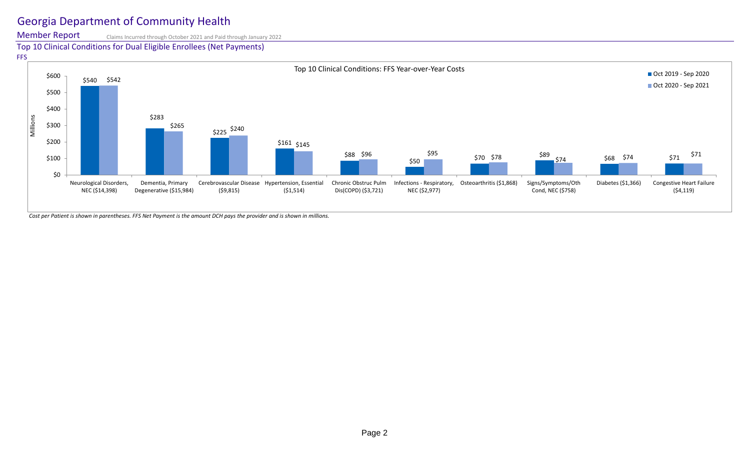# Georgia Department of Community Health

## Member Report

Claims Incurred through October 2021 and Paid through January 2022

### Top 10 Clinical Conditions for Dual Eligible Enrollees (Net Payments)

FFS

Top 10 Clinical Conditions: FFS Year-over-Year Costs

Oct 2019 - Sep 2020
Oct 2020 - Sep 2021

Millions

$600
$500
$400
$300
$200
$100
$0

$540 $542
Neurological Disorders, NEC ($14,398)

$283 $265
Dementia, Primary Degenerative ($15,984)

$225 $240
Cerebrovascular Disease ($9,815)

$161 $145
Hypertension, Essential ($1,514)

$88 $96
Chronic Obstruc Pulm Dis(COPD) ($3,721)

$50 $95
Infections - Respiratory, NEC ($2,977)

$70 $78
Osteoarthritis ($1,868)

$89 $74
Signs/Symptoms/Oth Cond, NEC ($758)

$68 $74
Diabetes ($1,366)

$71 $71
Congestive Heart Failure ($4,119)

*Cost per Patient is shown in parentheses. FFS Net Payment is the amount DCH pays the provider and is shown in millions.*